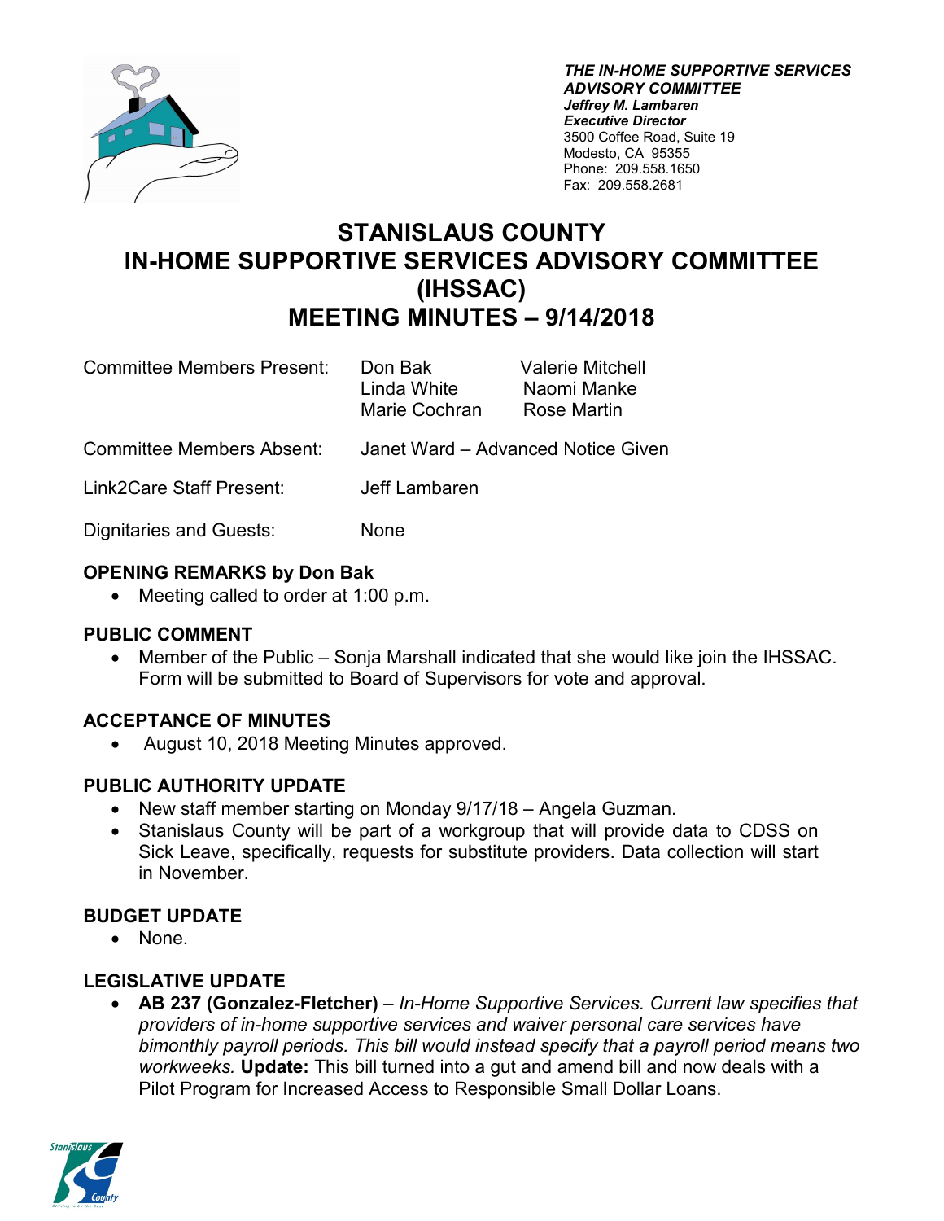*THE IN-HOME SUPPORTIVE SERVICES ADVISORY COMMITTEE*
***Jeffrey M. Lambaren***
***Executive Director***
3500 Coffee Road, Suite 19
Modesto, CA 95355
Phone: 209.558.1650
Fax: 209.558.2681

# STANISLAUS COUNTY IN-HOME SUPPORTIVE SERVICES ADVISORY COMMITTEE (IHSSAC) MEETING MINUTES – 9/14/2018

| | | |
|---|---|---|
| Committee Members Present: | Don Bak | Valerie Mitchell |
| | Linda White | Naomi Manke |
| | Marie Cochran | Rose Martin |
| Committee Members Absent: | Janet Ward – Advanced Notice Given | |
| Link2Care Staff Present: | Jeff Lambaren | |
| Dignitaries and Guests: | None | |

### OPENING REMARKS by Don Bak

- Meeting called to order at 1:00 p.m.

### PUBLIC COMMENT

- Member of the Public – Sonja Marshall indicated that she would like join the IHSSAC. Form will be submitted to Board of Supervisors for vote and approval.

### ACCEPTANCE OF MINUTES

- August 10, 2018 Meeting Minutes approved.

### PUBLIC AUTHORITY UPDATE

- New staff member starting on Monday 9/17/18 – Angela Guzman.
- Stanislaus County will be part of a workgroup that will provide data to CDSS on Sick Leave, specifically, requests for substitute providers. Data collection will start in November.

### BUDGET UPDATE

- None.

### LEGISLATIVE UPDATE

- **AB 237 (Gonzalez-Fletcher)** – *In-Home Supportive Services. Current law specifies that providers of in-home supportive services and waiver personal care services have bimonthly payroll periods. This bill would instead specify that a payroll period means two workweeks.* **Update:** This bill turned into a gut and amend bill and now deals with a Pilot Program for Increased Access to Responsible Small Dollar Loans.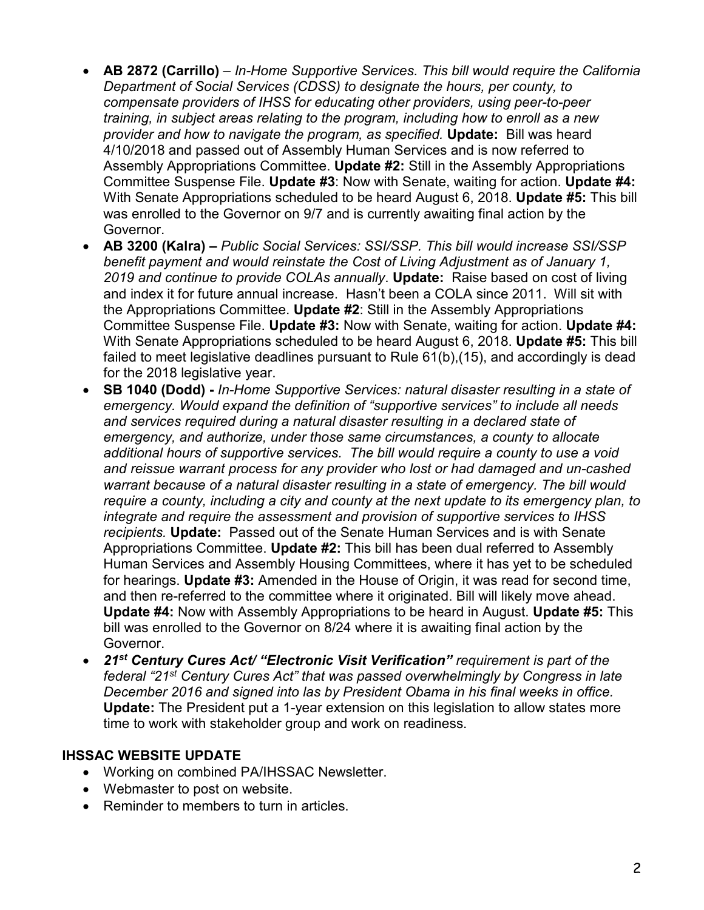- **AB 2872 (Carrillo)** – *In-Home Supportive Services. This bill would require the California Department of Social Services (CDSS) to designate the hours, per county, to compensate providers of IHSS for educating other providers, using peer-to-peer training, in subject areas relating to the program, including how to enroll as a new provider and how to navigate the program, as specified.* **Update:** Bill was heard 4/10/2018 and passed out of Assembly Human Services and is now referred to Assembly Appropriations Committee. **Update #2:** Still in the Assembly Appropriations Committee Suspense File. **Update #3**: Now with Senate, waiting for action. **Update #4:** With Senate Appropriations scheduled to be heard August 6, 2018. **Update #5:** This bill was enrolled to the Governor on 9/7 and is currently awaiting final action by the Governor.
- **AB 3200 (Kalra) –** *Public Social Services: SSI/SSP. This bill would increase SSI/SSP benefit payment and would reinstate the Cost of Living Adjustment as of January 1, 2019 and continue to provide COLAs annually*. **Update:** Raise based on cost of living and index it for future annual increase. Hasn't been a COLA since 2011. Will sit with the Appropriations Committee. **Update #2**: Still in the Assembly Appropriations Committee Suspense File. **Update #3:** Now with Senate, waiting for action. **Update #4:** With Senate Appropriations scheduled to be heard August 6, 2018. **Update #5:** This bill failed to meet legislative deadlines pursuant to Rule 61(b),(15), and accordingly is dead for the 2018 legislative year.
- **SB 1040 (Dodd) -** *In-Home Supportive Services: natural disaster resulting in a state of emergency. Would expand the definition of "supportive services" to include all needs and services required during a natural disaster resulting in a declared state of emergency, and authorize, under those same circumstances, a county to allocate additional hours of supportive services. The bill would require a county to use a void and reissue warrant process for any provider who lost or had damaged and un-cashed warrant because of a natural disaster resulting in a state of emergency. The bill would require a county, including a city and county at the next update to its emergency plan, to integrate and require the assessment and provision of supportive services to IHSS recipients.* **Update:** Passed out of the Senate Human Services and is with Senate Appropriations Committee. **Update #2:** This bill has been dual referred to Assembly Human Services and Assembly Housing Committees, where it has yet to be scheduled for hearings. **Update #3:** Amended in the House of Origin, it was read for second time, and then re-referred to the committee where it originated. Bill will likely move ahead. **Update #4:** Now with Assembly Appropriations to be heard in August. **Update #5:** This bill was enrolled to the Governor on 8/24 where it is awaiting final action by the Governor.
- ***21st Century Cures Act/ "Electronic Visit Verification"*** *requirement is part of the federal "21st Century Cures Act" that was passed overwhelmingly by Congress in late December 2016 and signed into las by President Obama in his final weeks in office.* **Update:** The President put a 1-year extension on this legislation to allow states more time to work with stakeholder group and work on readiness.

## IHSSAC WEBSITE UPDATE

- Working on combined PA/IHSSAC Newsletter.
- Webmaster to post on website.
- Reminder to members to turn in articles.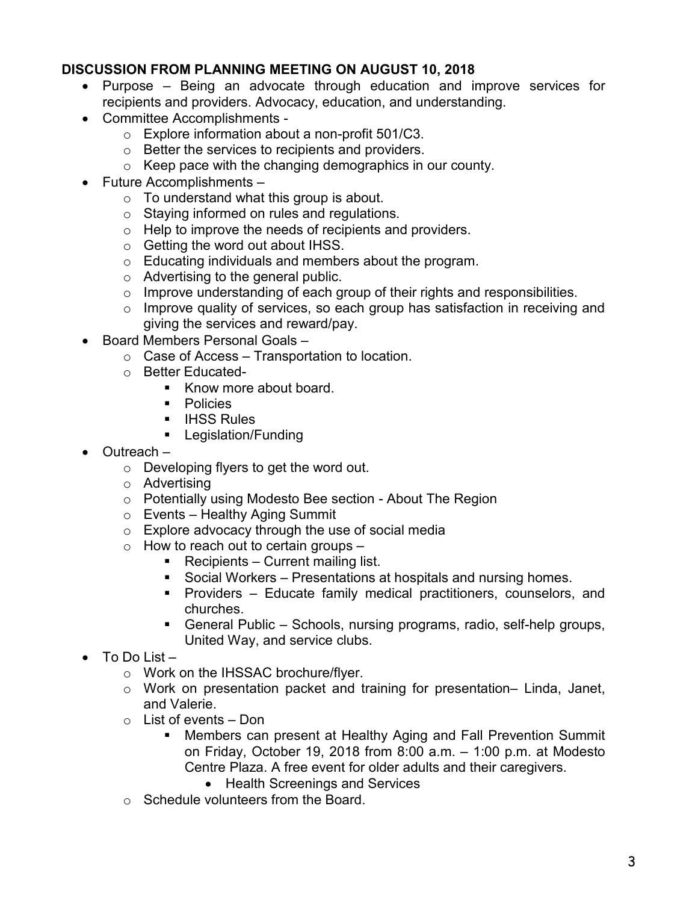**DISCUSSION FROM PLANNING MEETING ON AUGUST 10, 2018**

- Purpose – Being an advocate through education and improve services for recipients and providers. Advocacy, education, and understanding.
- Committee Accomplishments -
  - Explore information about a non-profit 501/C3.
  - Better the services to recipients and providers.
  - Keep pace with the changing demographics in our county.
- Future Accomplishments –
  - To understand what this group is about.
  - Staying informed on rules and regulations.
  - Help to improve the needs of recipients and providers.
  - Getting the word out about IHSS.
  - Educating individuals and members about the program.
  - Advertising to the general public.
  - Improve understanding of each group of their rights and responsibilities.
  - Improve quality of services, so each group has satisfaction in receiving and giving the services and reward/pay.
- Board Members Personal Goals –
  - Case of Access – Transportation to location.
  - Better Educated-
    - Know more about board.
    - Policies
    - IHSS Rules
    - Legislation/Funding
- Outreach –
  - Developing flyers to get the word out.
  - Advertising
  - Potentially using Modesto Bee section - About The Region
  - Events – Healthy Aging Summit
  - Explore advocacy through the use of social media
  - How to reach out to certain groups –
    - Recipients – Current mailing list.
    - Social Workers – Presentations at hospitals and nursing homes.
    - Providers – Educate family medical practitioners, counselors, and churches.
    - General Public – Schools, nursing programs, radio, self-help groups, United Way, and service clubs.
- To Do List –
  - Work on the IHSSAC brochure/flyer.
  - Work on presentation packet and training for presentation– Linda, Janet, and Valerie.
  - List of events – Don
    - Members can present at Healthy Aging and Fall Prevention Summit on Friday, October 19, 2018 from 8:00 a.m. – 1:00 p.m. at Modesto Centre Plaza. A free event for older adults and their caregivers.
      - Health Screenings and Services
  - Schedule volunteers from the Board.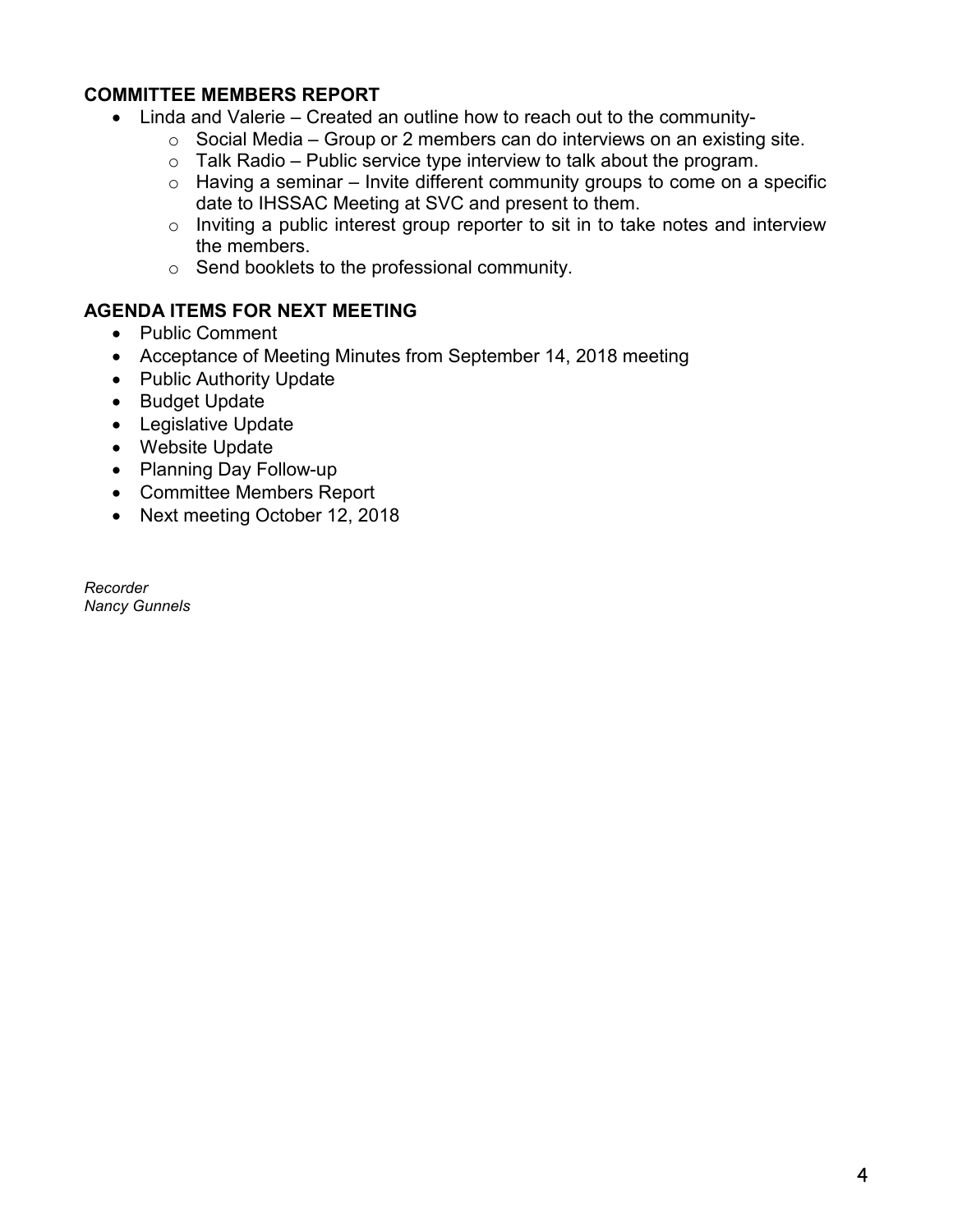## COMMITTEE MEMBERS REPORT

- Linda and Valerie – Created an outline how to reach out to the community-
  - Social Media – Group or 2 members can do interviews on an existing site.
  - Talk Radio – Public service type interview to talk about the program.
  - Having a seminar – Invite different community groups to come on a specific date to IHSSAC Meeting at SVC and present to them.
  - Inviting a public interest group reporter to sit in to take notes and interview the members.
  - Send booklets to the professional community.

## AGENDA ITEMS FOR NEXT MEETING

- Public Comment
- Acceptance of Meeting Minutes from September 14, 2018 meeting
- Public Authority Update
- Budget Update
- Legislative Update
- Website Update
- Planning Day Follow-up
- Committee Members Report
- Next meeting October 12, 2018

*Recorder*
*Nancy Gunnels*